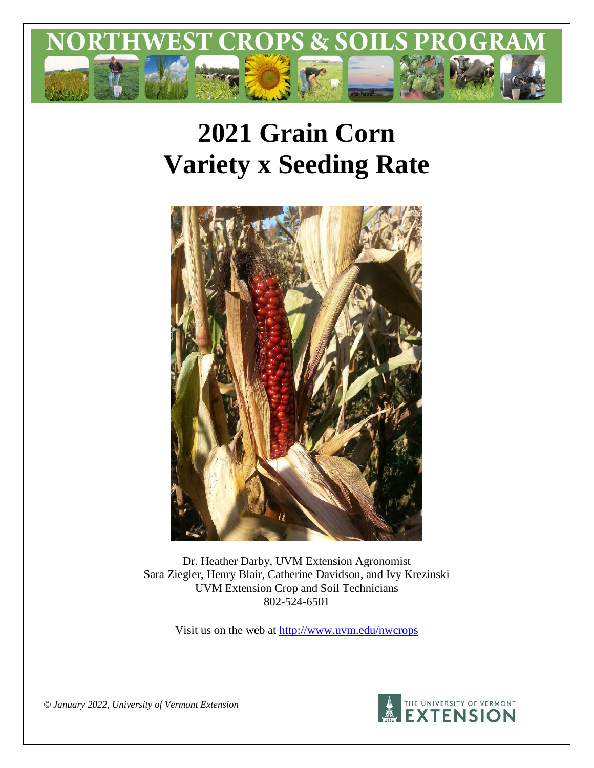# 2021 Grain Corn
# Variety x Seeding Rate

Dr. Heather Darby, UVM Extension Agronomist
Sara Ziegler, Henry Blair, Catherine Davidson, and Ivy Krezinski
UVM Extension Crop and Soil Technicians
802-524-6501

Visit us on the web at http://www.uvm.edu/nwcrops

*© January 2022, University of Vermont Extension*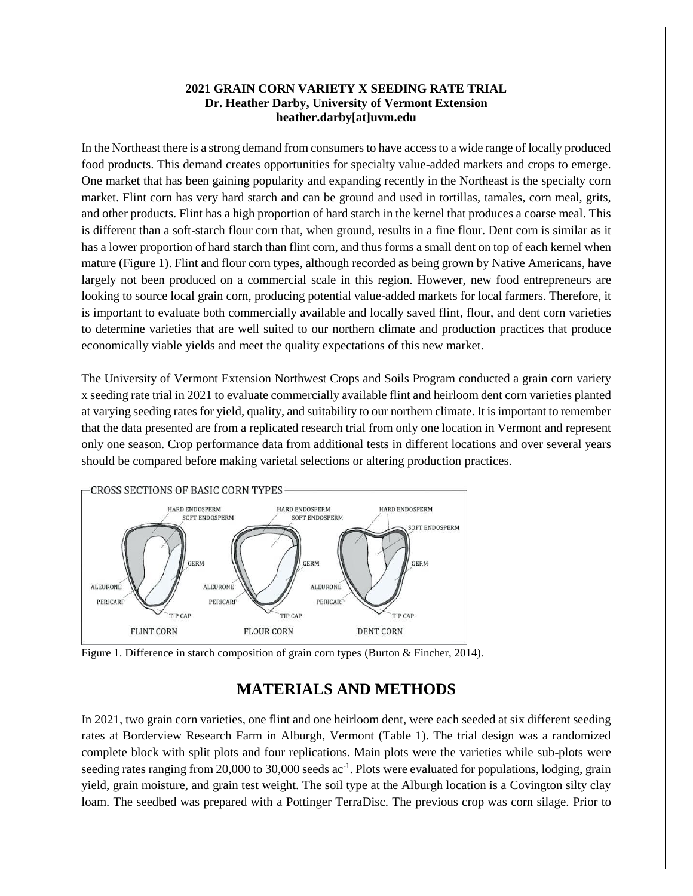**2021 GRAIN CORN VARIETY X SEEDING RATE TRIAL**
**Dr. Heather Darby, University of Vermont Extension**
**heather.darby[at]uvm.edu**

In the Northeast there is a strong demand from consumers to have access to a wide range of locally produced food products. This demand creates opportunities for specialty value-added markets and crops to emerge. One market that has been gaining popularity and expanding recently in the Northeast is the specialty corn market. Flint corn has very hard starch and can be ground and used in tortillas, tamales, corn meal, grits, and other products. Flint has a high proportion of hard starch in the kernel that produces a coarse meal. This is different than a soft-starch flour corn that, when ground, results in a fine flour. Dent corn is similar as it has a lower proportion of hard starch than flint corn, and thus forms a small dent on top of each kernel when mature (Figure 1). Flint and flour corn types, although recorded as being grown by Native Americans, have largely not been produced on a commercial scale in this region. However, new food entrepreneurs are looking to source local grain corn, producing potential value-added markets for local farmers. Therefore, it is important to evaluate both commercially available and locally saved flint, flour, and dent corn varieties to determine varieties that are well suited to our northern climate and production practices that produce economically viable yields and meet the quality expectations of this new market.

The University of Vermont Extension Northwest Crops and Soils Program conducted a grain corn variety x seeding rate trial in 2021 to evaluate commercially available flint and heirloom dent corn varieties planted at varying seeding rates for yield, quality, and suitability to our northern climate. It is important to remember that the data presented are from a replicated research trial from only one location in Vermont and represent only one season. Crop performance data from additional tests in different locations and over several years should be compared before making varietal selections or altering production practices.

Figure 1. Difference in starch composition of grain corn types (Burton & Fincher, 2014).

## MATERIALS AND METHODS

In 2021, two grain corn varieties, one flint and one heirloom dent, were each seeded at six different seeding rates at Borderview Research Farm in Alburgh, Vermont (Table 1). The trial design was a randomized complete block with split plots and four replications. Main plots were the varieties while sub-plots were seeding rates ranging from 20,000 to 30,000 seeds ac$^{-1}$. Plots were evaluated for populations, lodging, grain yield, grain moisture, and grain test weight. The soil type at the Alburgh location is a Covington silty clay loam. The seedbed was prepared with a Pottinger TerraDisc. The previous crop was corn silage. Prior to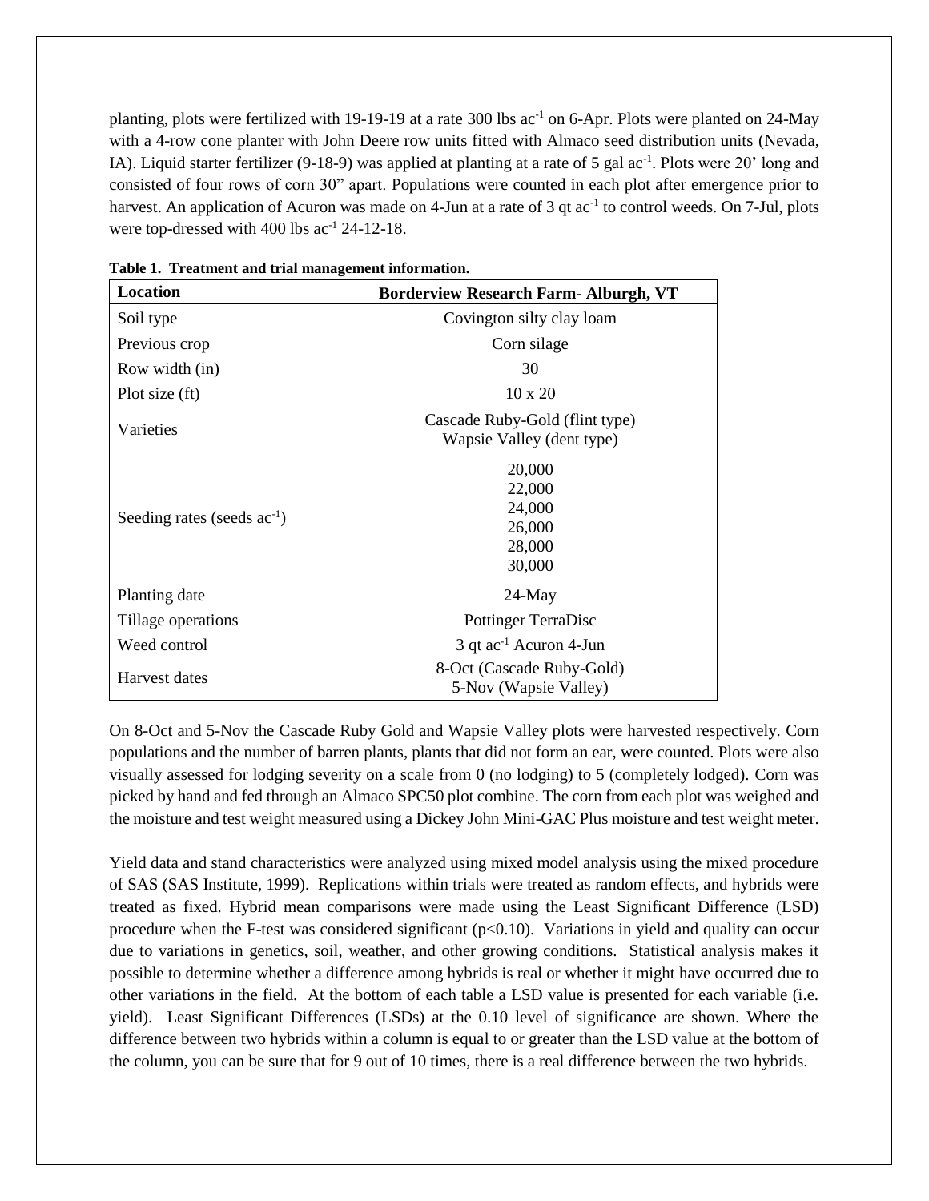planting, plots were fertilized with 19-19-19 at a rate 300 lbs ac$^{-1}$ on 6-Apr. Plots were planted on 24-May with a 4-row cone planter with John Deere row units fitted with Almaco seed distribution units (Nevada, IA). Liquid starter fertilizer (9-18-9) was applied at planting at a rate of 5 gal ac$^{-1}$. Plots were 20' long and consisted of four rows of corn 30" apart. Populations were counted in each plot after emergence prior to harvest. An application of Acuron was made on 4-Jun at a rate of 3 qt ac$^{-1}$ to control weeds. On 7-Jul, plots were top-dressed with 400 lbs ac$^{-1}$ 24-12-18.

**Table 1. Treatment and trial management information.**

| Location | Borderview Research Farm- Alburgh, VT |
|---|---|
| Soil type | Covington silty clay loam |
| Previous crop | Corn silage |
| Row width (in) | 30 |
| Plot size (ft) | 10 x 20 |
| Varieties | Cascade Ruby-Gold (flint type)<br>Wapsie Valley (dent type) |
| Seeding rates (seeds ac$^{-1}$) | 20,000<br>22,000<br>24,000<br>26,000<br>28,000<br>30,000 |
| Planting date | 24-May |
| Tillage operations | Pottinger TerraDisc |
| Weed control | 3 qt ac$^{-1}$ Acuron 4-Jun |
| Harvest dates | 8-Oct (Cascade Ruby-Gold)<br>5-Nov (Wapsie Valley) |

On 8-Oct and 5-Nov the Cascade Ruby Gold and Wapsie Valley plots were harvested respectively. Corn populations and the number of barren plants, plants that did not form an ear, were counted. Plots were also visually assessed for lodging severity on a scale from 0 (no lodging) to 5 (completely lodged). Corn was picked by hand and fed through an Almaco SPC50 plot combine. The corn from each plot was weighed and the moisture and test weight measured using a Dickey John Mini-GAC Plus moisture and test weight meter.

Yield data and stand characteristics were analyzed using mixed model analysis using the mixed procedure of SAS (SAS Institute, 1999). Replications within trials were treated as random effects, and hybrids were treated as fixed. Hybrid mean comparisons were made using the Least Significant Difference (LSD) procedure when the F-test was considered significant ($p<0.10$). Variations in yield and quality can occur due to variations in genetics, soil, weather, and other growing conditions. Statistical analysis makes it possible to determine whether a difference among hybrids is real or whether it might have occurred due to other variations in the field. At the bottom of each table a LSD value is presented for each variable (i.e. yield). Least Significant Differences (LSDs) at the 0.10 level of significance are shown. Where the difference between two hybrids within a column is equal to or greater than the LSD value at the bottom of the column, you can be sure that for 9 out of 10 times, there is a real difference between the two hybrids.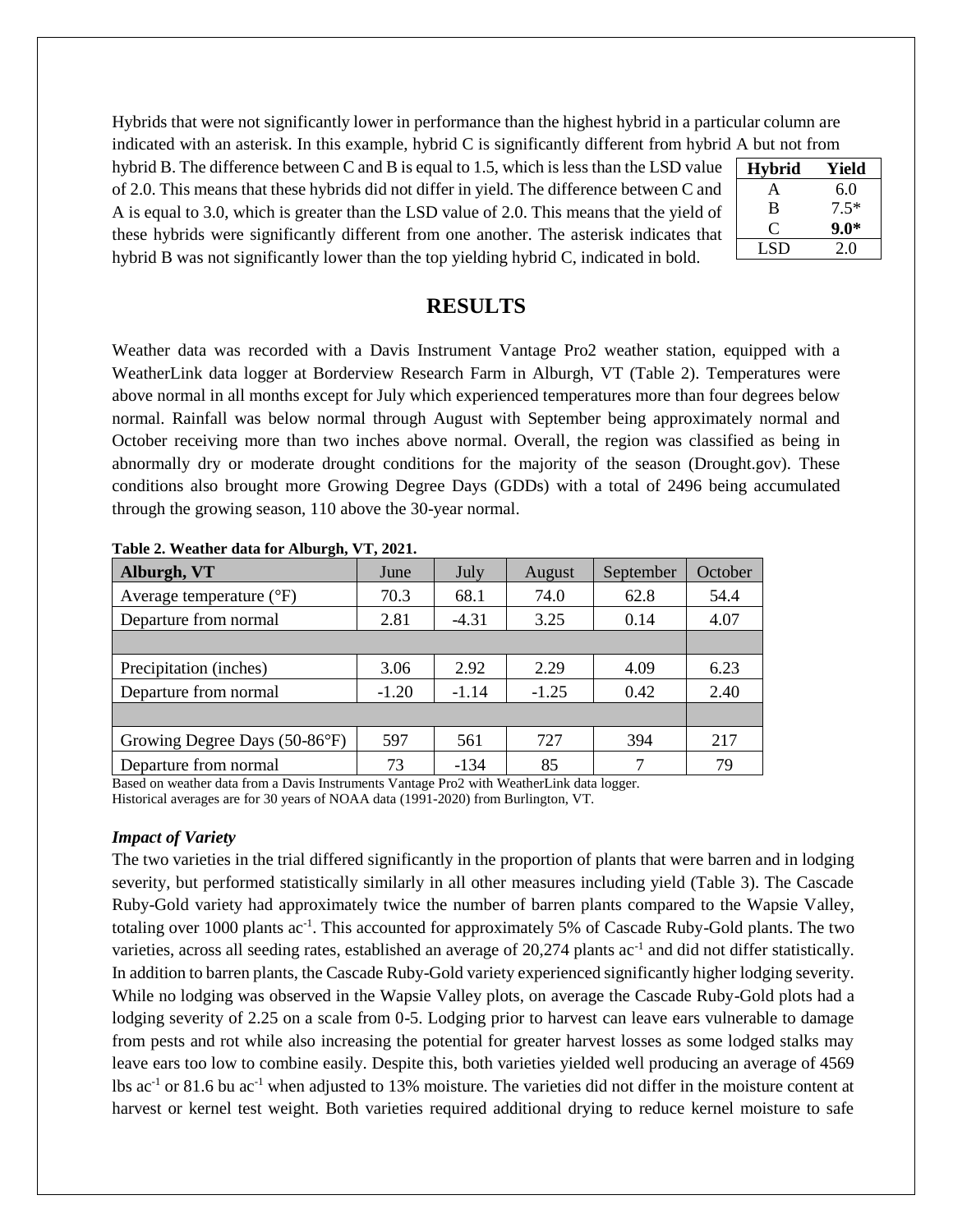Hybrids that were not significantly lower in performance than the highest hybrid in a particular column are indicated with an asterisk. In this example, hybrid C is significantly different from hybrid A but not from hybrid B. The difference between C and B is equal to 1.5, which is less than the LSD value of 2.0. This means that these hybrids did not differ in yield. The difference between C and A is equal to 3.0, which is greater than the LSD value of 2.0. This means that the yield of these hybrids were significantly different from one another. The asterisk indicates that hybrid B was not significantly lower than the top yielding hybrid C, indicated in bold.

| Hybrid | Yield |
|---|---|
| A | 6.0 |
| B | 7.5* |
| C | **9.0*** |
| LSD | 2.0 |

## RESULTS

Weather data was recorded with a Davis Instrument Vantage Pro2 weather station, equipped with a WeatherLink data logger at Borderview Research Farm in Alburgh, VT (Table 2). Temperatures were above normal in all months except for July which experienced temperatures more than four degrees below normal. Rainfall was below normal through August with September being approximately normal and October receiving more than two inches above normal. Overall, the region was classified as being in abnormally dry or moderate drought conditions for the majority of the season (Drought.gov). These conditions also brought more Growing Degree Days (GDDs) with a total of 2496 being accumulated through the growing season, 110 above the 30-year normal.

**Table 2. Weather data for Alburgh, VT, 2021.**

| Alburgh, VT | June | July | August | September | October |
|---|---|---|---|---|---|
| Average temperature (°F) | 70.3 | 68.1 | 74.0 | 62.8 | 54.4 |
| Departure from normal | 2.81 | -4.31 | 3.25 | 0.14 | 4.07 |
| | | | | | |
| Precipitation (inches) | 3.06 | 2.92 | 2.29 | 4.09 | 6.23 |
| Departure from normal | -1.20 | -1.14 | -1.25 | 0.42 | 2.40 |
| | | | | | |
| Growing Degree Days (50-86°F) | 597 | 561 | 727 | 394 | 217 |
| Departure from normal | 73 | -134 | 85 | 7 | 79 |

Based on weather data from a Davis Instruments Vantage Pro2 with WeatherLink data logger.
Historical averages are for 30 years of NOAA data (1991-2020) from Burlington, VT.

### *Impact of Variety*

The two varieties in the trial differed significantly in the proportion of plants that were barren and in lodging severity, but performed statistically similarly in all other measures including yield (Table 3). The Cascade Ruby-Gold variety had approximately twice the number of barren plants compared to the Wapsie Valley, totaling over 1000 plants ac$^{-1}$. This accounted for approximately 5% of Cascade Ruby-Gold plants. The two varieties, across all seeding rates, established an average of 20,274 plants ac$^{-1}$ and did not differ statistically. In addition to barren plants, the Cascade Ruby-Gold variety experienced significantly higher lodging severity. While no lodging was observed in the Wapsie Valley plots, on average the Cascade Ruby-Gold plots had a lodging severity of 2.25 on a scale from 0-5. Lodging prior to harvest can leave ears vulnerable to damage from pests and rot while also increasing the potential for greater harvest losses as some lodged stalks may leave ears too low to combine easily. Despite this, both varieties yielded well producing an average of 4569 lbs ac$^{-1}$ or 81.6 bu ac$^{-1}$ when adjusted to 13% moisture. The varieties did not differ in the moisture content at harvest or kernel test weight. Both varieties required additional drying to reduce kernel moisture to safe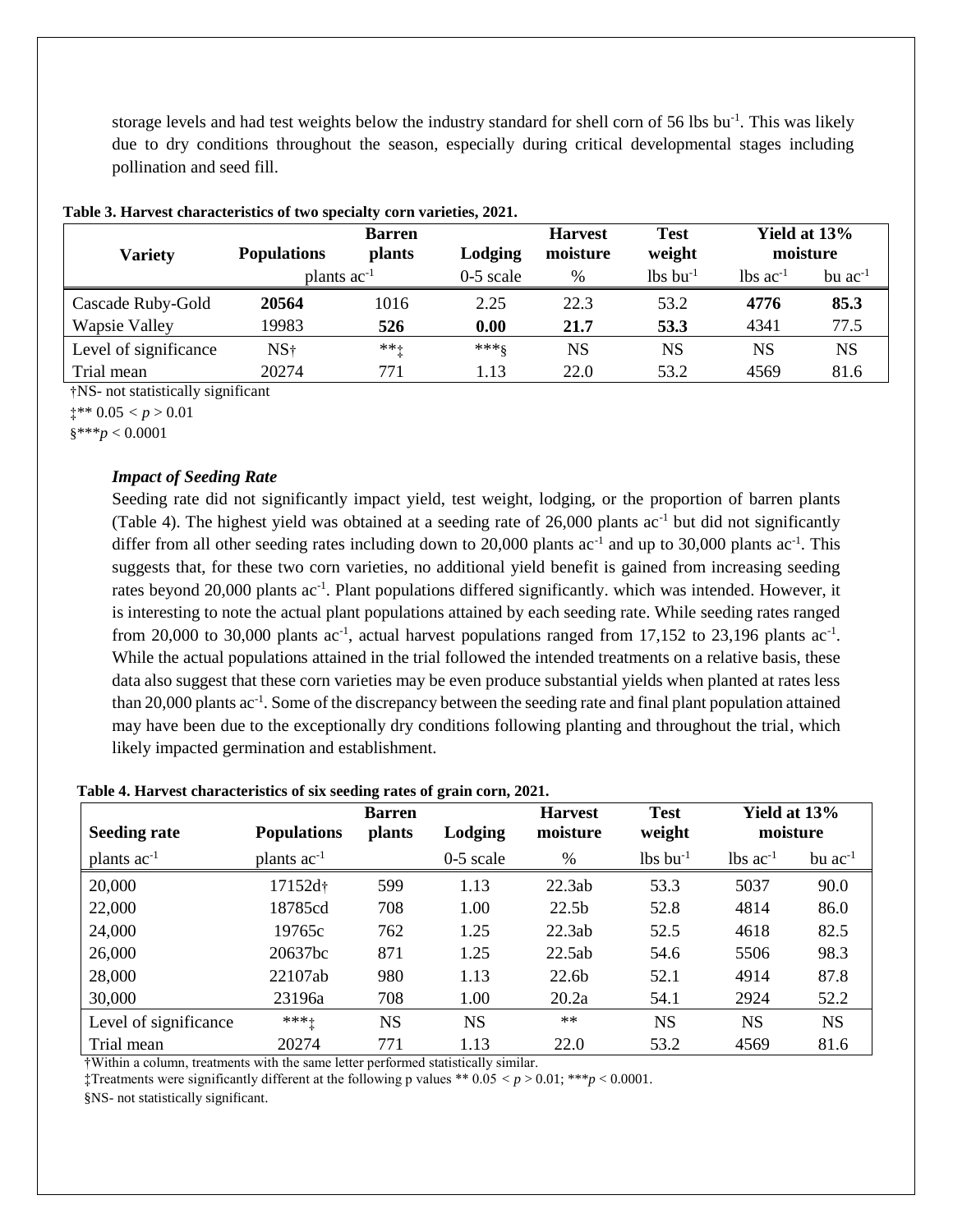storage levels and had test weights below the industry standard for shell corn of 56 lbs bu$^{-1}$. This was likely due to dry conditions throughout the season, especially during critical developmental stages including pollination and seed fill.

**Table 3. Harvest characteristics of two specialty corn varieties, 2021.**

| Variety | Populations | Barren plants | Lodging | Harvest moisture | Test weight | Yield at 13% moisture | |
|---|---|---|---|---|---|---|---|
| | plants ac$^{-1}$ | | 0-5 scale | % | lbs bu$^{-1}$ | lbs ac$^{-1}$ | bu ac$^{-1}$ |
| Cascade Ruby-Gold | **20564** | 1016 | 2.25 | 22.3 | 53.2 | **4776** | **85.3** |
| Wapsie Valley | 19983 | **526** | **0.00** | **21.7** | **53.3** | 4341 | 77.5 |
| Level of significance | NS† | **‡ | ***§ | NS | NS | NS | NS |
| Trial mean | 20274 | 771 | 1.13 | 22.0 | 53.2 | 4569 | 81.6 |

†NS- not statistically significant

‡** $0.05 < p > 0.01$

§***$p < 0.0001$

### *Impact of Seeding Rate*

Seeding rate did not significantly impact yield, test weight, lodging, or the proportion of barren plants (Table 4). The highest yield was obtained at a seeding rate of 26,000 plants ac$^{-1}$ but did not significantly differ from all other seeding rates including down to 20,000 plants ac$^{-1}$ and up to 30,000 plants ac$^{-1}$. This suggests that, for these two corn varieties, no additional yield benefit is gained from increasing seeding rates beyond 20,000 plants ac$^{-1}$. Plant populations differed significantly. which was intended. However, it is interesting to note the actual plant populations attained by each seeding rate. While seeding rates ranged from 20,000 to 30,000 plants ac$^{-1}$, actual harvest populations ranged from 17,152 to 23,196 plants ac$^{-1}$. While the actual populations attained in the trial followed the intended treatments on a relative basis, these data also suggest that these corn varieties may be even produce substantial yields when planted at rates less than 20,000 plants ac$^{-1}$. Some of the discrepancy between the seeding rate and final plant population attained may have been due to the exceptionally dry conditions following planting and throughout the trial, which likely impacted germination and establishment.

**Table 4. Harvest characteristics of six seeding rates of grain corn, 2021.**

| Seeding rate | Populations | Barren plants | Lodging | Harvest moisture | Test weight | Yield at 13% moisture | |
|---|---|---|---|---|---|---|---|
| plants ac$^{-1}$ | plants ac$^{-1}$ | | 0-5 scale | % | lbs bu$^{-1}$ | lbs ac$^{-1}$ | bu ac$^{-1}$ |
| 20,000 | 17152d† | 599 | 1.13 | 22.3ab | 53.3 | 5037 | 90.0 |
| 22,000 | 18785cd | 708 | 1.00 | 22.5b | 52.8 | 4814 | 86.0 |
| 24,000 | 19765c | 762 | 1.25 | 22.3ab | 52.5 | 4618 | 82.5 |
| 26,000 | 20637bc | 871 | 1.25 | 22.5ab | 54.6 | 5506 | 98.3 |
| 28,000 | 22107ab | 980 | 1.13 | 22.6b | 52.1 | 4914 | 87.8 |
| 30,000 | 23196a | 708 | 1.00 | 20.2a | 54.1 | 2924 | 52.2 |
| Level of significance | ***‡ | NS | NS | ** | NS | NS | NS |
| Trial mean | 20274 | 771 | 1.13 | 22.0 | 53.2 | 4569 | 81.6 |

†Within a column, treatments with the same letter performed statistically similar.

‡Treatments were significantly different at the following p values ** $0.05 < p > 0.01$; ***$p < 0.0001$.

§NS- not statistically significant.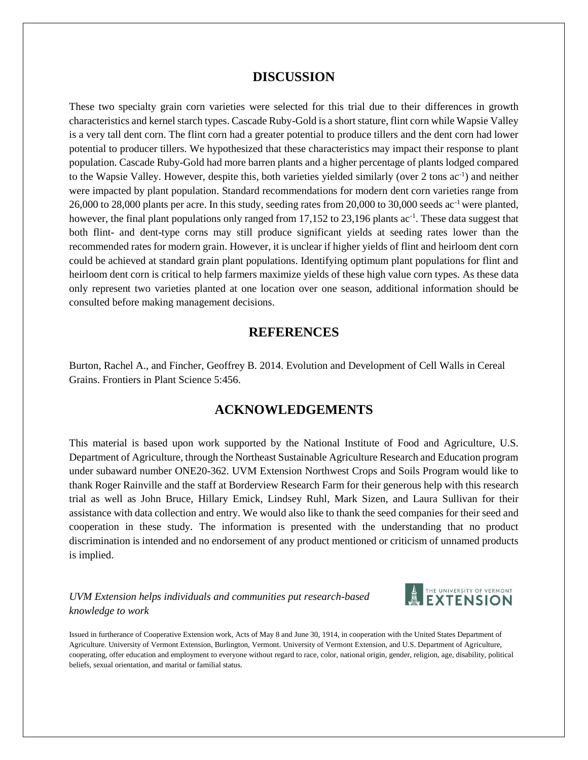## DISCUSSION

These two specialty grain corn varieties were selected for this trial due to their differences in growth characteristics and kernel starch types. Cascade Ruby-Gold is a short stature, flint corn while Wapsie Valley is a very tall dent corn. The flint corn had a greater potential to produce tillers and the dent corn had lower potential to producer tillers. We hypothesized that these characteristics may impact their response to plant population. Cascade Ruby-Gold had more barren plants and a higher percentage of plants lodged compared to the Wapsie Valley. However, despite this, both varieties yielded similarly (over 2 tons $ac^{-1}$) and neither were impacted by plant population. Standard recommendations for modern dent corn varieties range from 26,000 to 28,000 plants per acre. In this study, seeding rates from 20,000 to 30,000 seeds $ac^{-1}$ were planted, however, the final plant populations only ranged from 17,152 to 23,196 plants $ac^{-1}$. These data suggest that both flint- and dent-type corns may still produce significant yields at seeding rates lower than the recommended rates for modern grain. However, it is unclear if higher yields of flint and heirloom dent corn could be achieved at standard grain plant populations. Identifying optimum plant populations for flint and heirloom dent corn is critical to help farmers maximize yields of these high value corn types. As these data only represent two varieties planted at one location over one season, additional information should be consulted before making management decisions.

## REFERENCES

Burton, Rachel A., and Fincher, Geoffrey B. 2014. Evolution and Development of Cell Walls in Cereal Grains. Frontiers in Plant Science 5:456.

## ACKNOWLEDGEMENTS

This material is based upon work supported by the National Institute of Food and Agriculture, U.S. Department of Agriculture, through the Northeast Sustainable Agriculture Research and Education program under subaward number ONE20-362. UVM Extension Northwest Crops and Soils Program would like to thank Roger Rainville and the staff at Borderview Research Farm for their generous help with this research trial as well as John Bruce, Hillary Emick, Lindsey Ruhl, Mark Sizen, and Laura Sullivan for their assistance with data collection and entry. We would also like to thank the seed companies for their seed and cooperation in these study. The information is presented with the understanding that no product discrimination is intended and no endorsement of any product mentioned or criticism of unnamed products is implied.

*UVM Extension helps individuals and communities put research-based knowledge to work*

THE UNIVERSITY OF VERMONT EXTENSION

Issued in furtherance of Cooperative Extension work, Acts of May 8 and June 30, 1914, in cooperation with the United States Department of Agriculture. University of Vermont Extension, Burlington, Vermont. University of Vermont Extension, and U.S. Department of Agriculture, cooperating, offer education and employment to everyone without regard to race, color, national origin, gender, religion, age, disability, political beliefs, sexual orientation, and marital or familial status.